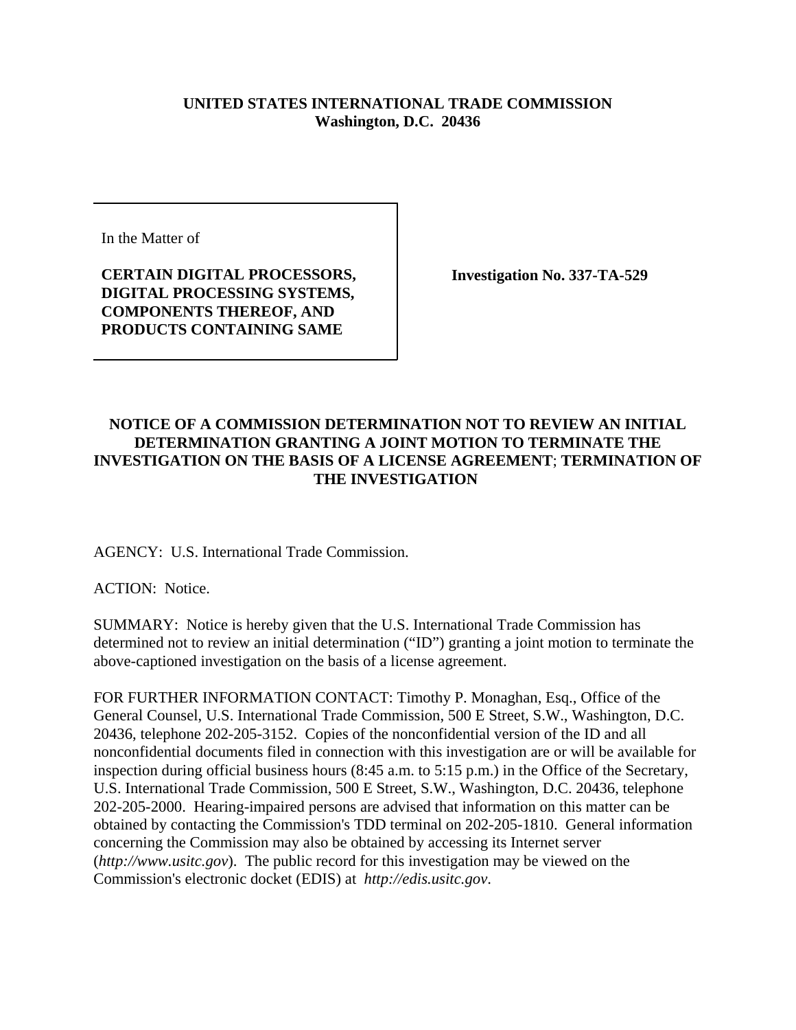**UNITED STATES INTERNATIONAL TRADE COMMISSION**
**Washington, D.C. 20436**

| In the Matter of<br><br>**CERTAIN DIGITAL PROCESSORS, DIGITAL PROCESSING SYSTEMS, COMPONENTS THEREOF, AND PRODUCTS CONTAINING SAME** | **Investigation No. 337-TA-529** |
|---|---|

## NOTICE OF A COMMISSION DETERMINATION NOT TO REVIEW AN INITIAL DETERMINATION GRANTING A JOINT MOTION TO TERMINATE THE INVESTIGATION ON THE BASIS OF A LICENSE AGREEMENT; TERMINATION OF THE INVESTIGATION

AGENCY: U.S. International Trade Commission.

ACTION: Notice.

SUMMARY: Notice is hereby given that the U.S. International Trade Commission has determined not to review an initial determination ("ID") granting a joint motion to terminate the above-captioned investigation on the basis of a license agreement.

FOR FURTHER INFORMATION CONTACT: Timothy P. Monaghan, Esq., Office of the General Counsel, U.S. International Trade Commission, 500 E Street, S.W., Washington, D.C. 20436, telephone 202-205-3152. Copies of the nonconfidential version of the ID and all nonconfidential documents filed in connection with this investigation are or will be available for inspection during official business hours (8:45 a.m. to 5:15 p.m.) in the Office of the Secretary, U.S. International Trade Commission, 500 E Street, S.W., Washington, D.C. 20436, telephone 202-205-2000. Hearing-impaired persons are advised that information on this matter can be obtained by contacting the Commission's TDD terminal on 202-205-1810. General information concerning the Commission may also be obtained by accessing its Internet server (*http://www.usitc.gov*). The public record for this investigation may be viewed on the Commission's electronic docket (EDIS) at *http://edis.usitc.gov*.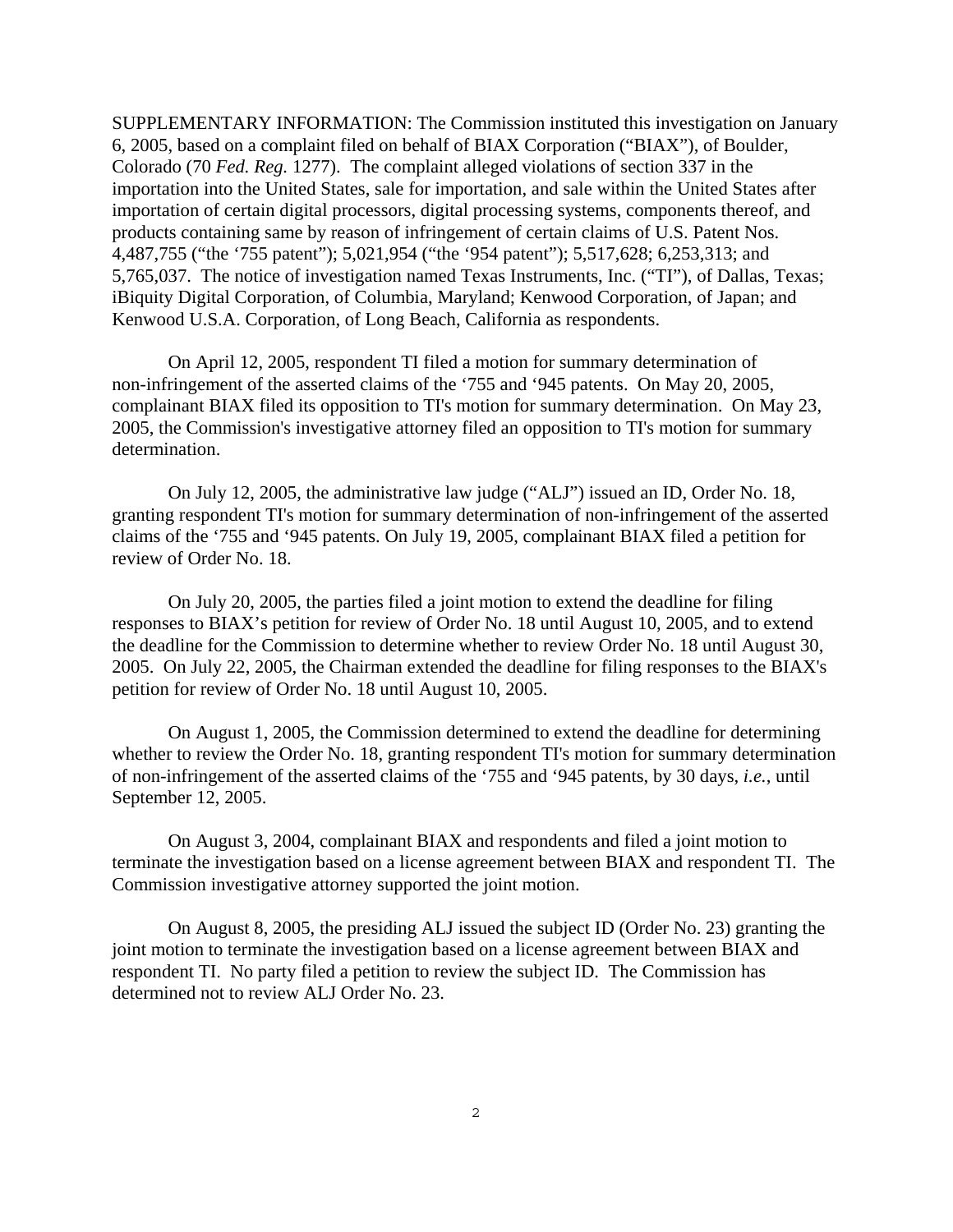SUPPLEMENTARY INFORMATION: The Commission instituted this investigation on January 6, 2005, based on a complaint filed on behalf of BIAX Corporation ("BIAX"), of Boulder, Colorado (70 *Fed. Reg.* 1277). The complaint alleged violations of section 337 in the importation into the United States, sale for importation, and sale within the United States after importation of certain digital processors, digital processing systems, components thereof, and products containing same by reason of infringement of certain claims of U.S. Patent Nos. 4,487,755 ("the '755 patent"); 5,021,954 ("the '954 patent"); 5,517,628; 6,253,313; and 5,765,037. The notice of investigation named Texas Instruments, Inc. ("TI"), of Dallas, Texas; iBiquity Digital Corporation, of Columbia, Maryland; Kenwood Corporation, of Japan; and Kenwood U.S.A. Corporation, of Long Beach, California as respondents.

On April 12, 2005, respondent TI filed a motion for summary determination of non-infringement of the asserted claims of the '755 and '945 patents. On May 20, 2005, complainant BIAX filed its opposition to TI's motion for summary determination. On May 23, 2005, the Commission's investigative attorney filed an opposition to TI's motion for summary determination.

On July 12, 2005, the administrative law judge ("ALJ") issued an ID, Order No. 18, granting respondent TI's motion for summary determination of non-infringement of the asserted claims of the '755 and '945 patents. On July 19, 2005, complainant BIAX filed a petition for review of Order No. 18.

On July 20, 2005, the parties filed a joint motion to extend the deadline for filing responses to BIAX's petition for review of Order No. 18 until August 10, 2005, and to extend the deadline for the Commission to determine whether to review Order No. 18 until August 30, 2005. On July 22, 2005, the Chairman extended the deadline for filing responses to the BIAX's petition for review of Order No. 18 until August 10, 2005.

On August 1, 2005, the Commission determined to extend the deadline for determining whether to review the Order No. 18, granting respondent TI's motion for summary determination of non-infringement of the asserted claims of the '755 and '945 patents, by 30 days, *i.e.*, until September 12, 2005.

On August 3, 2004, complainant BIAX and respondents and filed a joint motion to terminate the investigation based on a license agreement between BIAX and respondent TI. The Commission investigative attorney supported the joint motion.

On August 8, 2005, the presiding ALJ issued the subject ID (Order No. 23) granting the joint motion to terminate the investigation based on a license agreement between BIAX and respondent TI. No party filed a petition to review the subject ID. The Commission has determined not to review ALJ Order No. 23.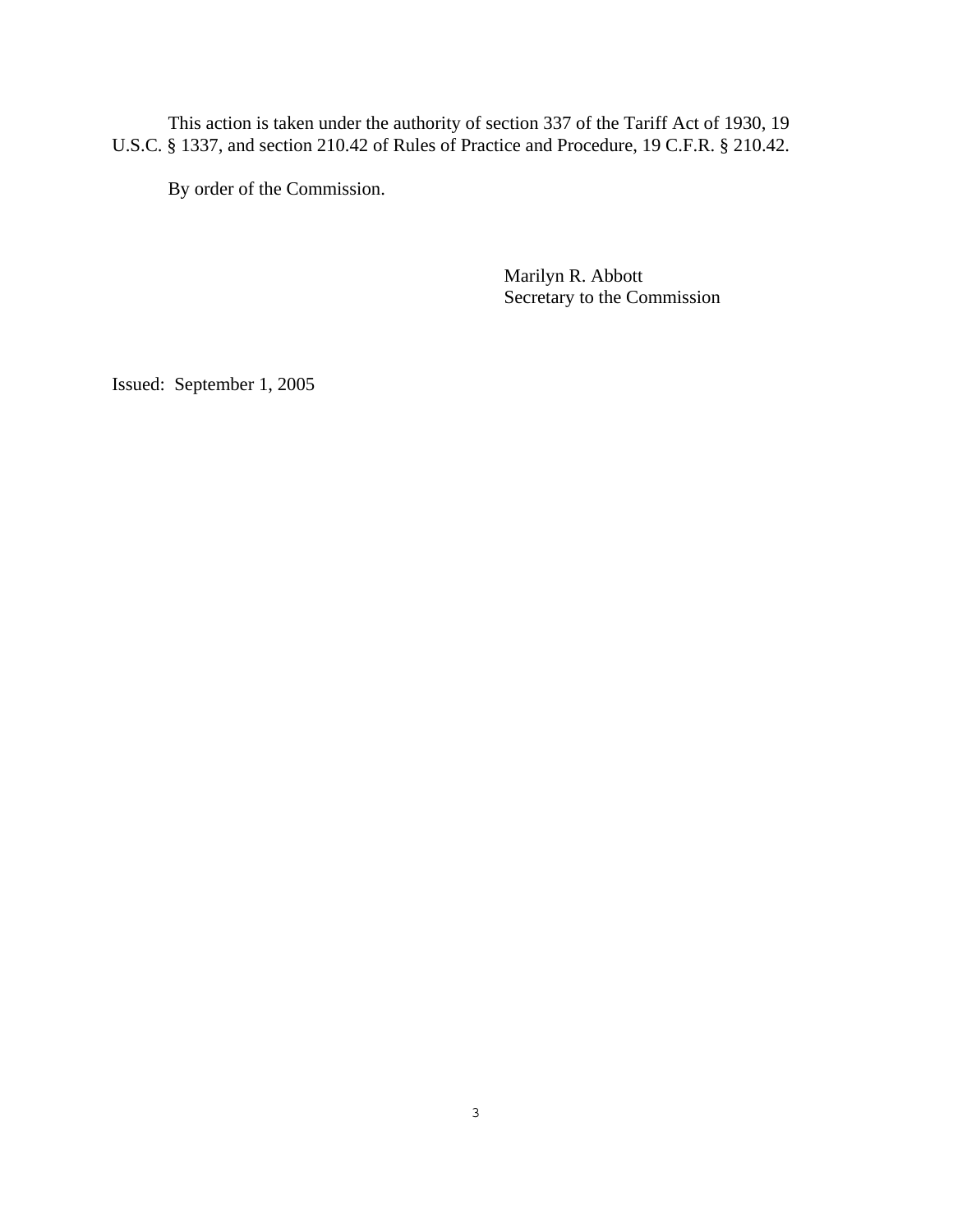This action is taken under the authority of section 337 of the Tariff Act of 1930, 19 U.S.C. § 1337, and section 210.42 of Rules of Practice and Procedure, 19 C.F.R. § 210.42.

By order of the Commission.

Marilyn R. Abbott
Secretary to the Commission

Issued: September 1, 2005